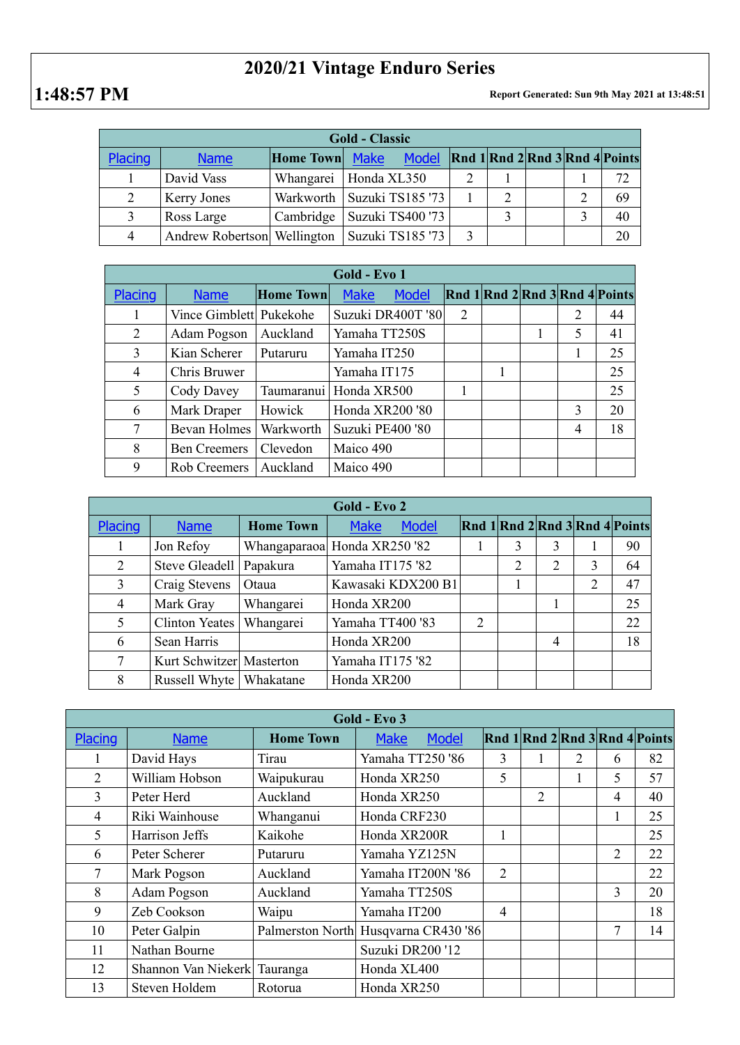# 2020/21 Vintage Enduro Series

**1:48:57 PM**

**Report Generated: Sun 9th May 2021 at 13:48:51**

| Gold - Classic | | | | | | | | |
|---|---|---|---|---|---|---|---|---|
| Placing | Name | Home Town | Make Model | Rnd 1 | Rnd 2 | Rnd 3 | Rnd 4 | Points |
| 1 | David Vass | Whangarei | Honda XL350 | 2 | 1 | | 1 | 72 |
| 2 | Kerry Jones | Warkworth | Suzuki TS185 '73 | 1 | 2 | | 2 | 69 |
| 3 | Ross Large | Cambridge | Suzuki TS400 '73 | | 3 | | 3 | 40 |
| 4 | Andrew Robertson | Wellington | Suzuki TS185 '73 | 3 | | | | 20 |

| Gold - Evo 1 | | | | | | | | |
|---|---|---|---|---|---|---|---|---|
| Placing | Name | Home Town | Make Model | Rnd 1 | Rnd 2 | Rnd 3 | Rnd 4 | Points |
| 1 | Vince Gimblett | Pukekohe | Suzuki DR400T '80 | 2 | | | 2 | 44 |
| 2 | Adam Pogson | Auckland | Yamaha TT250S | | | 1 | 5 | 41 |
| 3 | Kian Scherer | Putaruru | Yamaha IT250 | | | | 1 | 25 |
| 4 | Chris Bruwer | | Yamaha IT175 | | 1 | | | 25 |
| 5 | Cody Davey | Taumaranui | Honda XR500 | 1 | | | | 25 |
| 6 | Mark Draper | Howick | Honda XR200 '80 | | | | 3 | 20 |
| 7 | Bevan Holmes | Warkworth | Suzuki PE400 '80 | | | | 4 | 18 |
| 8 | Ben Creemers | Clevedon | Maico 490 | | | | | |
| 9 | Rob Creemers | Auckland | Maico 490 | | | | | |

| Gold - Evo 2 | | | | | | | | |
|---|---|---|---|---|---|---|---|---|
| Placing | Name | Home Town | Make Model | Rnd 1 | Rnd 2 | Rnd 3 | Rnd 4 | Points |
| 1 | Jon Refoy | Whangaparaoa | Honda XR250 '82 | 1 | 3 | 3 | 1 | 90 |
| 2 | Steve Gleadell | Papakura | Yamaha IT175 '82 | | 2 | 2 | 3 | 64 |
| 3 | Craig Stevens | Otaua | Kawasaki KDX200 B1 | | 1 | | 2 | 47 |
| 4 | Mark Gray | Whangarei | Honda XR200 | | | 1 | | 25 |
| 5 | Clinton Yeates | Whangarei | Yamaha TT400 '83 | 2 | | | | 22 |
| 6 | Sean Harris | | Honda XR200 | | | 4 | | 18 |
| 7 | Kurt Schwitzer | Masterton | Yamaha IT175 '82 | | | | | |
| 8 | Russell Whyte | Whakatane | Honda XR200 | | | | | |

| Gold - Evo 3 | | | | | | | | |
|---|---|---|---|---|---|---|---|---|
| Placing | Name | Home Town | Make Model | Rnd 1 | Rnd 2 | Rnd 3 | Rnd 4 | Points |
| 1 | David Hays | Tirau | Yamaha TT250 '86 | 3 | 1 | 2 | 6 | 82 |
| 2 | William Hobson | Waipukurau | Honda XR250 | 5 | | 1 | 5 | 57 |
| 3 | Peter Herd | Auckland | Honda XR250 | | 2 | | 4 | 40 |
| 4 | Riki Wainhouse | Whanganui | Honda CRF230 | | | | 1 | 25 |
| 5 | Harrison Jeffs | Kaikohe | Honda XR200R | 1 | | | | 25 |
| 6 | Peter Scherer | Putaruru | Yamaha YZ125N | | | | 2 | 22 |
| 7 | Mark Pogson | Auckland | Yamaha IT200N '86 | 2 | | | | 22 |
| 8 | Adam Pogson | Auckland | Yamaha TT250S | | | | 3 | 20 |
| 9 | Zeb Cookson | Waipu | Yamaha IT200 | 4 | | | | 18 |
| 10 | Peter Galpin | Palmerston North | Husqvarna CR430 '86 | | | | 7 | 14 |
| 11 | Nathan Bourne | | Suzuki DR200 '12 | | | | | |
| 12 | Shannon Van Niekerk | Tauranga | Honda XL400 | | | | | |
| 13 | Steven Holdem | Rotorua | Honda XR250 | | | | | |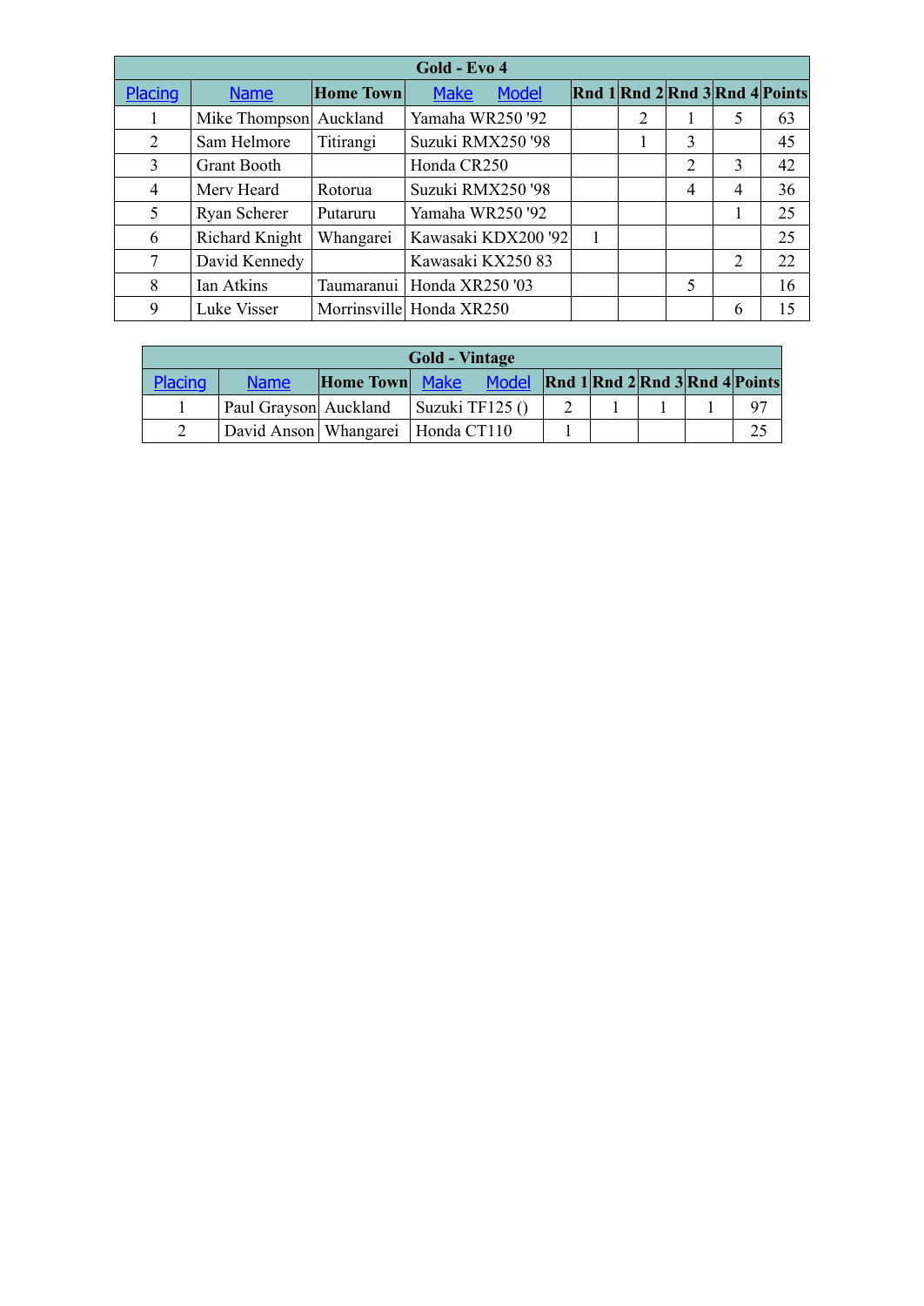| Gold - Evo 4 | | | | | | | | | |
|---|---|---|---|---|---|---|---|---|---|
| Placing | Name | Home Town | Make | Model | Rnd 1 | Rnd 2 | Rnd 3 | Rnd 4 | Points |
| 1 | Mike Thompson | Auckland | Yamaha WR250 '92 | | | 2 | 1 | 5 | 63 |
| 2 | Sam Helmore | Titirangi | Suzuki RMX250 '98 | | | 1 | 3 | | 45 |
| 3 | Grant Booth | | Honda CR250 | | | | 2 | 3 | 42 |
| 4 | Merv Heard | Rotorua | Suzuki RMX250 '98 | | | | 4 | 4 | 36 |
| 5 | Ryan Scherer | Putaruru | Yamaha WR250 '92 | | | | | 1 | 25 |
| 6 | Richard Knight | Whangarei | Kawasaki KDX200 '92 | | 1 | | | | 25 |
| 7 | David Kennedy | | Kawasaki KX250 83 | | | | | 2 | 22 |
| 8 | Ian Atkins | Taumaranui | Honda XR250 '03 | | | | 5 | | 16 |
| 9 | Luke Visser | Morrinsville | Honda XR250 | | | | | 6 | 15 |

| Gold - Vintage | | | | | | | | | |
|---|---|---|---|---|---|---|---|---|---|
| Placing | Name | Home Town | Make | Model | Rnd 1 | Rnd 2 | Rnd 3 | Rnd 4 | Points |
| 1 | Paul Grayson | Auckland | Suzuki TF125 () | | 2 | 1 | 1 | 1 | 97 |
| 2 | David Anson | Whangarei | Honda CT110 | | 1 | | | | 25 |